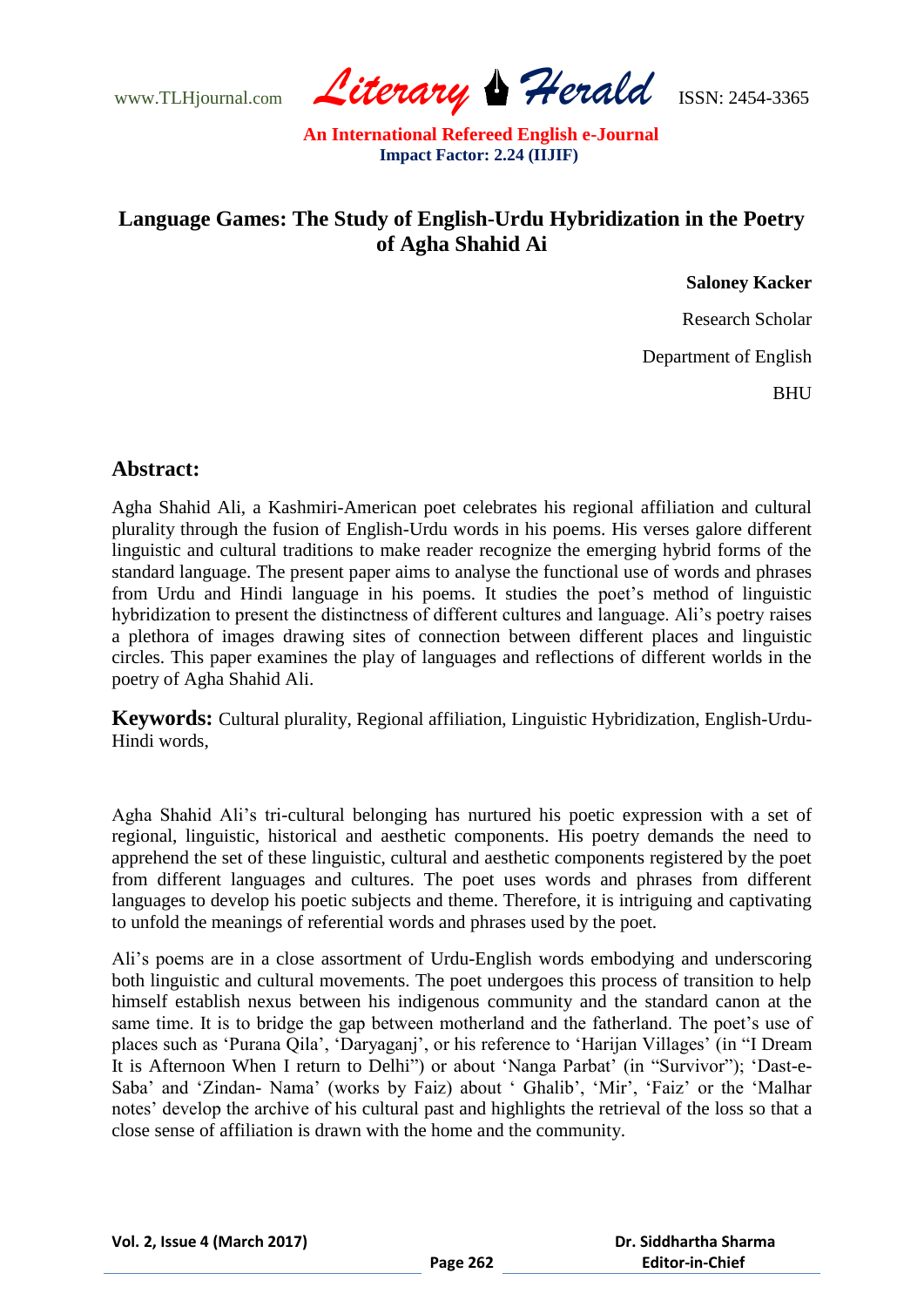# Language Games: The Study of English-Urdu Hybridization in the Poetry of Agha Shahid Ai

**Saloney Kacker**

Research Scholar

Department of English

BHU

## Abstract:

Agha Shahid Ali, a Kashmiri-American poet celebrates his regional affiliation and cultural plurality through the fusion of English-Urdu words in his poems. His verses galore different linguistic and cultural traditions to make reader recognize the emerging hybrid forms of the standard language. The present paper aims to analyse the functional use of words and phrases from Urdu and Hindi language in his poems. It studies the poet's method of linguistic hybridization to present the distinctness of different cultures and language. Ali's poetry raises a plethora of images drawing sites of connection between different places and linguistic circles. This paper examines the play of languages and reflections of different worlds in the poetry of Agha Shahid Ali.

**Keywords:** Cultural plurality, Regional affiliation, Linguistic Hybridization, English-Urdu-Hindi words,

Agha Shahid Ali's tri-cultural belonging has nurtured his poetic expression with a set of regional, linguistic, historical and aesthetic components. His poetry demands the need to apprehend the set of these linguistic, cultural and aesthetic components registered by the poet from different languages and cultures. The poet uses words and phrases from different languages to develop his poetic subjects and theme. Therefore, it is intriguing and captivating to unfold the meanings of referential words and phrases used by the poet.

Ali's poems are in a close assortment of Urdu-English words embodying and underscoring both linguistic and cultural movements. The poet undergoes this process of transition to help himself establish nexus between his indigenous community and the standard canon at the same time. It is to bridge the gap between motherland and the fatherland. The poet's use of places such as 'Purana Qila', 'Daryaganj', or his reference to 'Harijan Villages' (in "I Dream It is Afternoon When I return to Delhi") or about 'Nanga Parbat' (in "Survivor"); 'Dast-e-Saba' and 'Zindan- Nama' (works by Faiz) about ' Ghalib', 'Mir', 'Faiz' or the 'Malhar notes' develop the archive of his cultural past and highlights the retrieval of the loss so that a close sense of affiliation is drawn with the home and the community.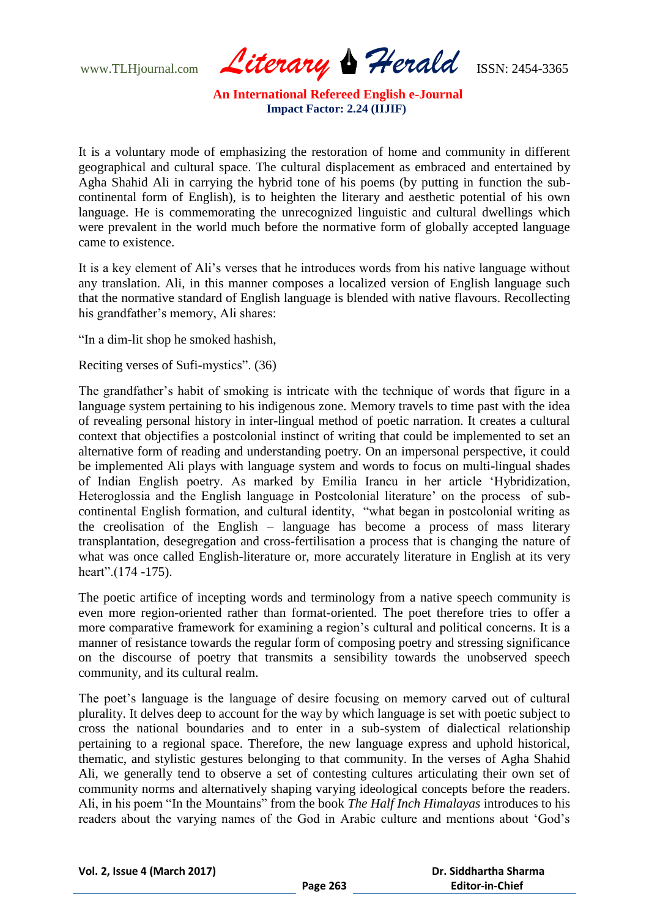It is a voluntary mode of emphasizing the restoration of home and community in different geographical and cultural space. The cultural displacement as embraced and entertained by Agha Shahid Ali in carrying the hybrid tone of his poems (by putting in function the sub-continental form of English), is to heighten the literary and aesthetic potential of his own language. He is commemorating the unrecognized linguistic and cultural dwellings which were prevalent in the world much before the normative form of globally accepted language came to existence.

It is a key element of Ali's verses that he introduces words from his native language without any translation. Ali, in this manner composes a localized version of English language such that the normative standard of English language is blended with native flavours. Recollecting his grandfather's memory, Ali shares:

"In a dim-lit shop he smoked hashish,

Reciting verses of Sufi-mystics". (36)

The grandfather's habit of smoking is intricate with the technique of words that figure in a language system pertaining to his indigenous zone. Memory travels to time past with the idea of revealing personal history in inter-lingual method of poetic narration. It creates a cultural context that objectifies a postcolonial instinct of writing that could be implemented to set an alternative form of reading and understanding poetry. On an impersonal perspective, it could be implemented Ali plays with language system and words to focus on multi-lingual shades of Indian English poetry. As marked by Emilia Irancu in her article 'Hybridization, Heteroglossia and the English language in Postcolonial literature' on the process of sub-continental English formation, and cultural identity, "what began in postcolonial writing as the creolisation of the English – language has become a process of mass literary transplantation, desegregation and cross-fertilisation a process that is changing the nature of what was once called English-literature or, more accurately literature in English at its very heart".(174 -175).

The poetic artifice of incepting words and terminology from a native speech community is even more region-oriented rather than format-oriented. The poet therefore tries to offer a more comparative framework for examining a region's cultural and political concerns. It is a manner of resistance towards the regular form of composing poetry and stressing significance on the discourse of poetry that transmits a sensibility towards the unobserved speech community, and its cultural realm.

The poet's language is the language of desire focusing on memory carved out of cultural plurality. It delves deep to account for the way by which language is set with poetic subject to cross the national boundaries and to enter in a sub-system of dialectical relationship pertaining to a regional space. Therefore, the new language express and uphold historical, thematic, and stylistic gestures belonging to that community. In the verses of Agha Shahid Ali, we generally tend to observe a set of contesting cultures articulating their own set of community norms and alternatively shaping varying ideological concepts before the readers. Ali, in his poem "In the Mountains" from the book *The Half Inch Himalayas* introduces to his readers about the varying names of the God in Arabic culture and mentions about 'God's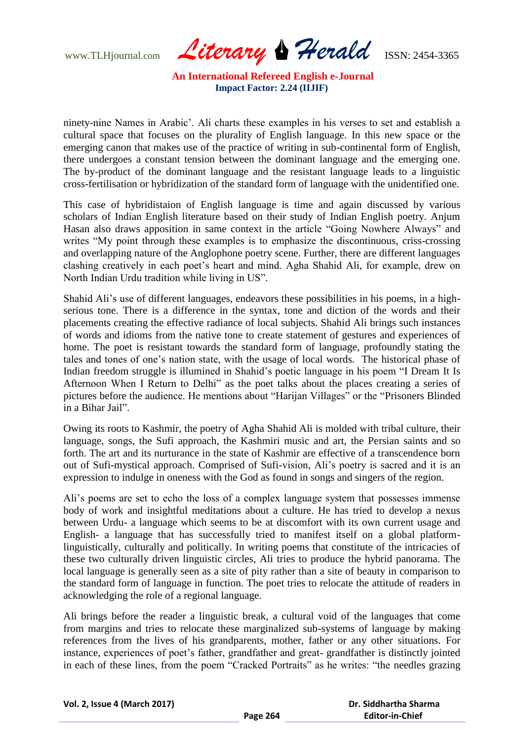ninety-nine Names in Arabic'. Ali charts these examples in his verses to set and establish a cultural space that focuses on the plurality of English language. In this new space or the emerging canon that makes use of the practice of writing in sub-continental form of English, there undergoes a constant tension between the dominant language and the emerging one. The by-product of the dominant language and the resistant language leads to a linguistic cross-fertilisation or hybridization of the standard form of language with the unidentified one.

This case of hybridistaion of English language is time and again discussed by various scholars of Indian English literature based on their study of Indian English poetry. Anjum Hasan also draws apposition in same context in the article "Going Nowhere Always" and writes "My point through these examples is to emphasize the discontinuous, criss-crossing and overlapping nature of the Anglophone poetry scene. Further, there are different languages clashing creatively in each poet's heart and mind. Agha Shahid Ali, for example, drew on North Indian Urdu tradition while living in US".

Shahid Ali's use of different languages, endeavors these possibilities in his poems, in a high-serious tone. There is a difference in the syntax, tone and diction of the words and their placements creating the effective radiance of local subjects. Shahid Ali brings such instances of words and idioms from the native tone to create statement of gestures and experiences of home. The poet is resistant towards the standard form of language, profoundly stating the tales and tones of one's nation state, with the usage of local words. The historical phase of Indian freedom struggle is illumined in Shahid's poetic language in his poem "I Dream It Is Afternoon When I Return to Delhi" as the poet talks about the places creating a series of pictures before the audience. He mentions about "Harijan Villages" or the "Prisoners Blinded in a Bihar Jail".

Owing its roots to Kashmir, the poetry of Agha Shahid Ali is molded with tribal culture, their language, songs, the Sufi approach, the Kashmiri music and art, the Persian saints and so forth. The art and its nurturance in the state of Kashmir are effective of a transcendence born out of Sufi-mystical approach. Comprised of Sufi-vision, Ali's poetry is sacred and it is an expression to indulge in oneness with the God as found in songs and singers of the region.

Ali's poems are set to echo the loss of a complex language system that possesses immense body of work and insightful meditations about a culture. He has tried to develop a nexus between Urdu- a language which seems to be at discomfort with its own current usage and English- a language that has successfully tried to manifest itself on a global platform- linguistically, culturally and politically. In writing poems that constitute of the intricacies of these two culturally driven linguistic circles, Ali tries to produce the hybrid panorama. The local language is generally seen as a site of pity rather than a site of beauty in comparison to the standard form of language in function. The poet tries to relocate the attitude of readers in acknowledging the role of a regional language.

Ali brings before the reader a linguistic break, a cultural void of the languages that come from margins and tries to relocate these marginalized sub-systems of language by making references from the lives of his grandparents, mother, father or any other situations. For instance, experiences of poet's father, grandfather and great- grandfather is distinctly jointed in each of these lines, from the poem "Cracked Portraits" as he writes: "the needles grazing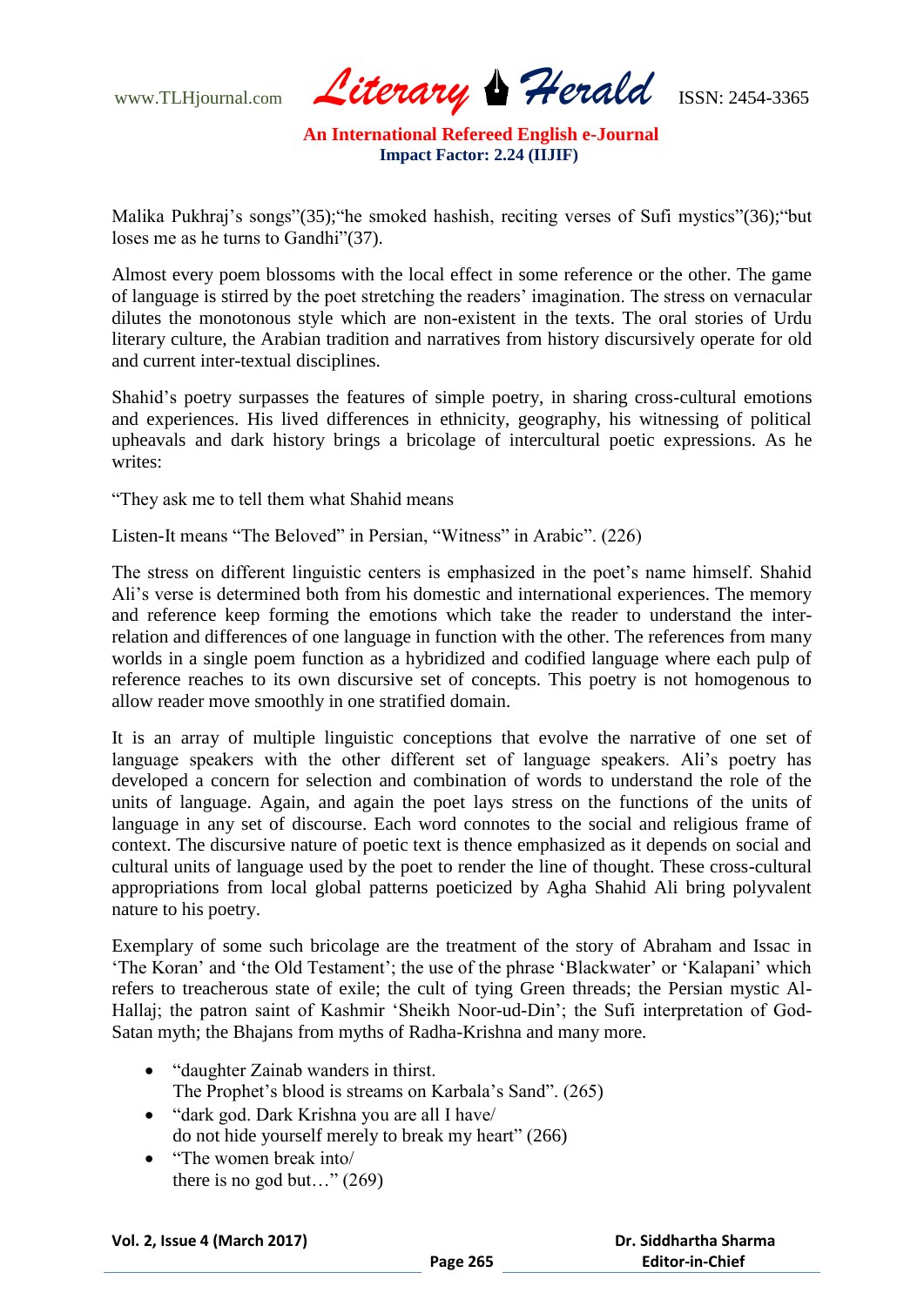Malika Pukhraj's songs"(35);"he smoked hashish, reciting verses of Sufi mystics"(36);"but loses me as he turns to Gandhi"(37).

Almost every poem blossoms with the local effect in some reference or the other. The game of language is stirred by the poet stretching the readers' imagination. The stress on vernacular dilutes the monotonous style which are non-existent in the texts. The oral stories of Urdu literary culture, the Arabian tradition and narratives from history discursively operate for old and current inter-textual disciplines.

Shahid's poetry surpasses the features of simple poetry, in sharing cross-cultural emotions and experiences. His lived differences in ethnicity, geography, his witnessing of political upheavals and dark history brings a bricolage of intercultural poetic expressions. As he writes:

"They ask me to tell them what Shahid means

Listen-It means "The Beloved" in Persian, "Witness" in Arabic". (226)

The stress on different linguistic centers is emphasized in the poet's name himself. Shahid Ali's verse is determined both from his domestic and international experiences. The memory and reference keep forming the emotions which take the reader to understand the inter-relation and differences of one language in function with the other. The references from many worlds in a single poem function as a hybridized and codified language where each pulp of reference reaches to its own discursive set of concepts. This poetry is not homogenous to allow reader move smoothly in one stratified domain.

It is an array of multiple linguistic conceptions that evolve the narrative of one set of language speakers with the other different set of language speakers. Ali's poetry has developed a concern for selection and combination of words to understand the role of the units of language. Again, and again the poet lays stress on the functions of the units of language in any set of discourse. Each word connotes to the social and religious frame of context. The discursive nature of poetic text is thence emphasized as it depends on social and cultural units of language used by the poet to render the line of thought. These cross-cultural appropriations from local global patterns poeticized by Agha Shahid Ali bring polyvalent nature to his poetry.

Exemplary of some such bricolage are the treatment of the story of Abraham and Issac in 'The Koran' and 'the Old Testament'; the use of the phrase 'Blackwater' or 'Kalapani' which refers to treacherous state of exile; the cult of tying Green threads; the Persian mystic Al-Hallaj; the patron saint of Kashmir 'Sheikh Noor-ud-Din'; the Sufi interpretation of God-Satan myth; the Bhajans from myths of Radha-Krishna and many more.

- "daughter Zainab wanders in thirst.
  The Prophet's blood is streams on Karbala's Sand". (265)
- "dark god. Dark Krishna you are all I have/
  do not hide yourself merely to break my heart" (266)
- "The women break into/
  there is no god but…" (269)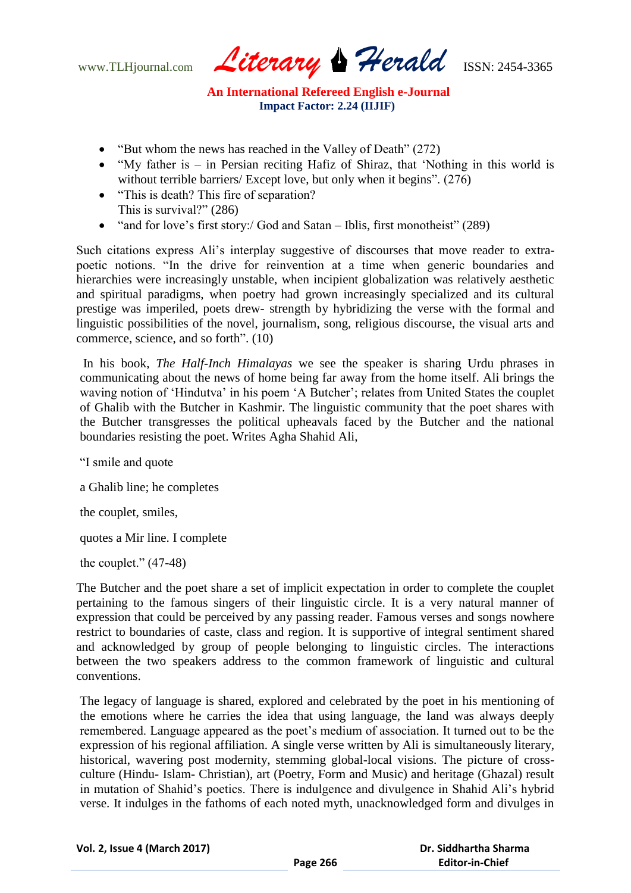- "But whom the news has reached in the Valley of Death" (272)
- "My father is – in Persian reciting Hafiz of Shiraz, that 'Nothing in this world is without terrible barriers/ Except love, but only when it begins". (276)
- "This is death? This fire of separation?
  This is survival?" (286)
- "and for love's first story:/ God and Satan – Iblis, first monotheist" (289)

Such citations express Ali's interplay suggestive of discourses that move reader to extra-poetic notions. "In the drive for reinvention at a time when generic boundaries and hierarchies were increasingly unstable, when incipient globalization was relatively aesthetic and spiritual paradigms, when poetry had grown increasingly specialized and its cultural prestige was imperiled, poets drew- strength by hybridizing the verse with the formal and linguistic possibilities of the novel, journalism, song, religious discourse, the visual arts and commerce, science, and so forth". (10)

In his book, *The Half-Inch Himalayas* we see the speaker is sharing Urdu phrases in communicating about the news of home being far away from the home itself. Ali brings the waving notion of 'Hindutva' in his poem 'A Butcher'; relates from United States the couplet of Ghalib with the Butcher in Kashmir. The linguistic community that the poet shares with the Butcher transgresses the political upheavals faced by the Butcher and the national boundaries resisting the poet. Writes Agha Shahid Ali,

"I smile and quote

a Ghalib line; he completes

the couplet, smiles,

quotes a Mir line. I complete

the couplet." (47-48)

The Butcher and the poet share a set of implicit expectation in order to complete the couplet pertaining to the famous singers of their linguistic circle. It is a very natural manner of expression that could be perceived by any passing reader. Famous verses and songs nowhere restrict to boundaries of caste, class and region. It is supportive of integral sentiment shared and acknowledged by group of people belonging to linguistic circles. The interactions between the two speakers address to the common framework of linguistic and cultural conventions.

The legacy of language is shared, explored and celebrated by the poet in his mentioning of the emotions where he carries the idea that using language, the land was always deeply remembered. Language appeared as the poet's medium of association. It turned out to be the expression of his regional affiliation. A single verse written by Ali is simultaneously literary, historical, wavering post modernity, stemming global-local visions. The picture of cross-culture (Hindu- Islam- Christian), art (Poetry, Form and Music) and heritage (Ghazal) result in mutation of Shahid's poetics. There is indulgence and divulgence in Shahid Ali's hybrid verse. It indulges in the fathoms of each noted myth, unacknowledged form and divulges in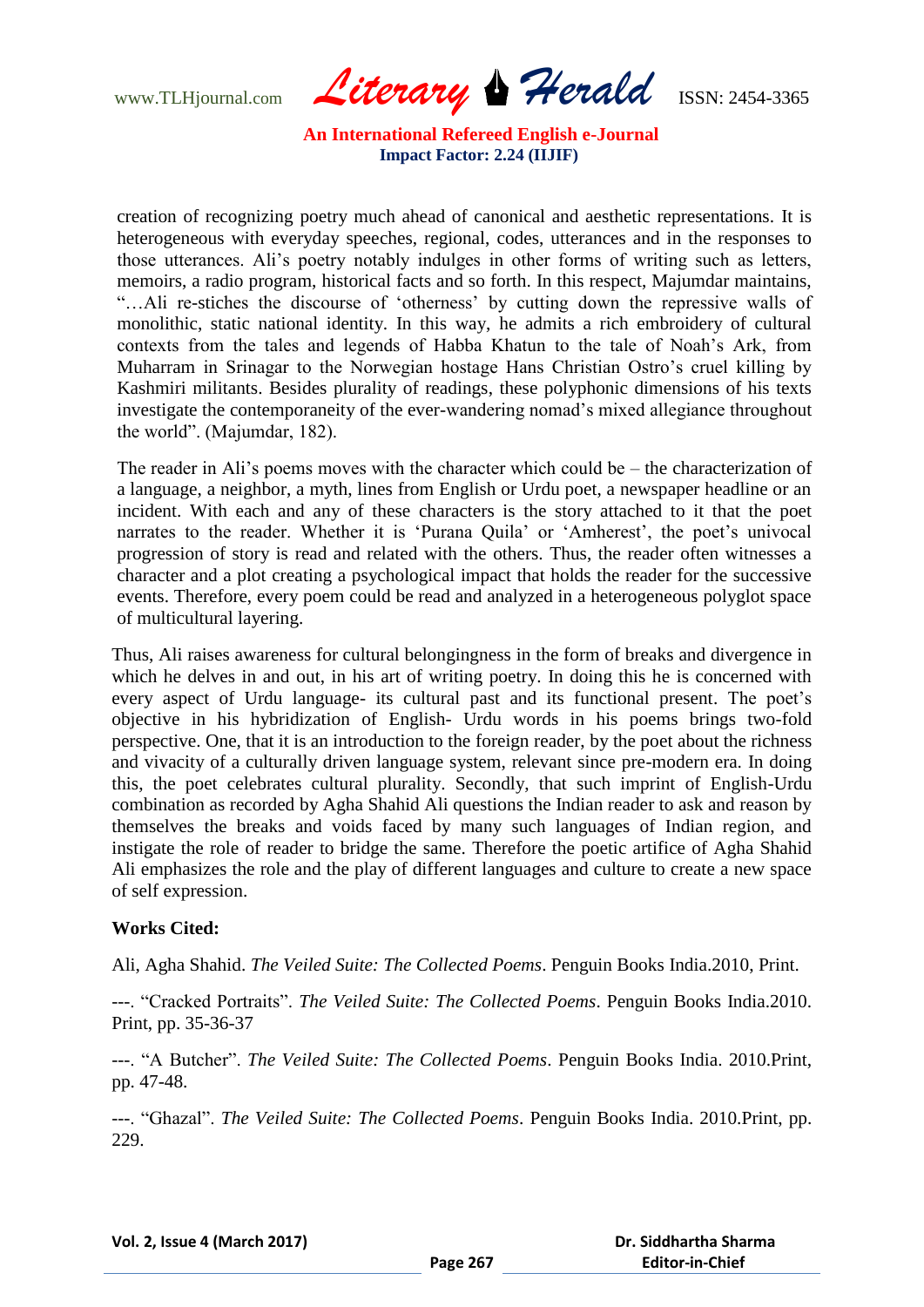creation of recognizing poetry much ahead of canonical and aesthetic representations. It is heterogeneous with everyday speeches, regional, codes, utterances and in the responses to those utterances. Ali's poetry notably indulges in other forms of writing such as letters, memoirs, a radio program, historical facts and so forth. In this respect, Majumdar maintains, "…Ali re-stiches the discourse of 'otherness' by cutting down the repressive walls of monolithic, static national identity. In this way, he admits a rich embroidery of cultural contexts from the tales and legends of Habba Khatun to the tale of Noah's Ark, from Muharram in Srinagar to the Norwegian hostage Hans Christian Ostro's cruel killing by Kashmiri militants. Besides plurality of readings, these polyphonic dimensions of his texts investigate the contemporaneity of the ever-wandering nomad's mixed allegiance throughout the world". (Majumdar, 182).

The reader in Ali's poems moves with the character which could be – the characterization of a language, a neighbor, a myth, lines from English or Urdu poet, a newspaper headline or an incident. With each and any of these characters is the story attached to it that the poet narrates to the reader. Whether it is 'Purana Quila' or 'Amherest', the poet's univocal progression of story is read and related with the others. Thus, the reader often witnesses a character and a plot creating a psychological impact that holds the reader for the successive events. Therefore, every poem could be read and analyzed in a heterogeneous polyglot space of multicultural layering.

Thus, Ali raises awareness for cultural belongingness in the form of breaks and divergence in which he delves in and out, in his art of writing poetry. In doing this he is concerned with every aspect of Urdu language- its cultural past and its functional present. The poet's objective in his hybridization of English- Urdu words in his poems brings two-fold perspective. One, that it is an introduction to the foreign reader, by the poet about the richness and vivacity of a culturally driven language system, relevant since pre-modern era. In doing this, the poet celebrates cultural plurality. Secondly, that such imprint of English-Urdu combination as recorded by Agha Shahid Ali questions the Indian reader to ask and reason by themselves the breaks and voids faced by many such languages of Indian region, and instigate the role of reader to bridge the same. Therefore the poetic artifice of Agha Shahid Ali emphasizes the role and the play of different languages and culture to create a new space of self expression.

**Works Cited:**

Ali, Agha Shahid. *The Veiled Suite: The Collected Poems*. Penguin Books India.2010, Print.

---. "Cracked Portraits". *The Veiled Suite: The Collected Poems*. Penguin Books India.2010. Print, pp. 35-36-37

---. "A Butcher". *The Veiled Suite: The Collected Poems*. Penguin Books India. 2010.Print, pp. 47-48.

---. "Ghazal". *The Veiled Suite: The Collected Poems*. Penguin Books India. 2010.Print, pp. 229.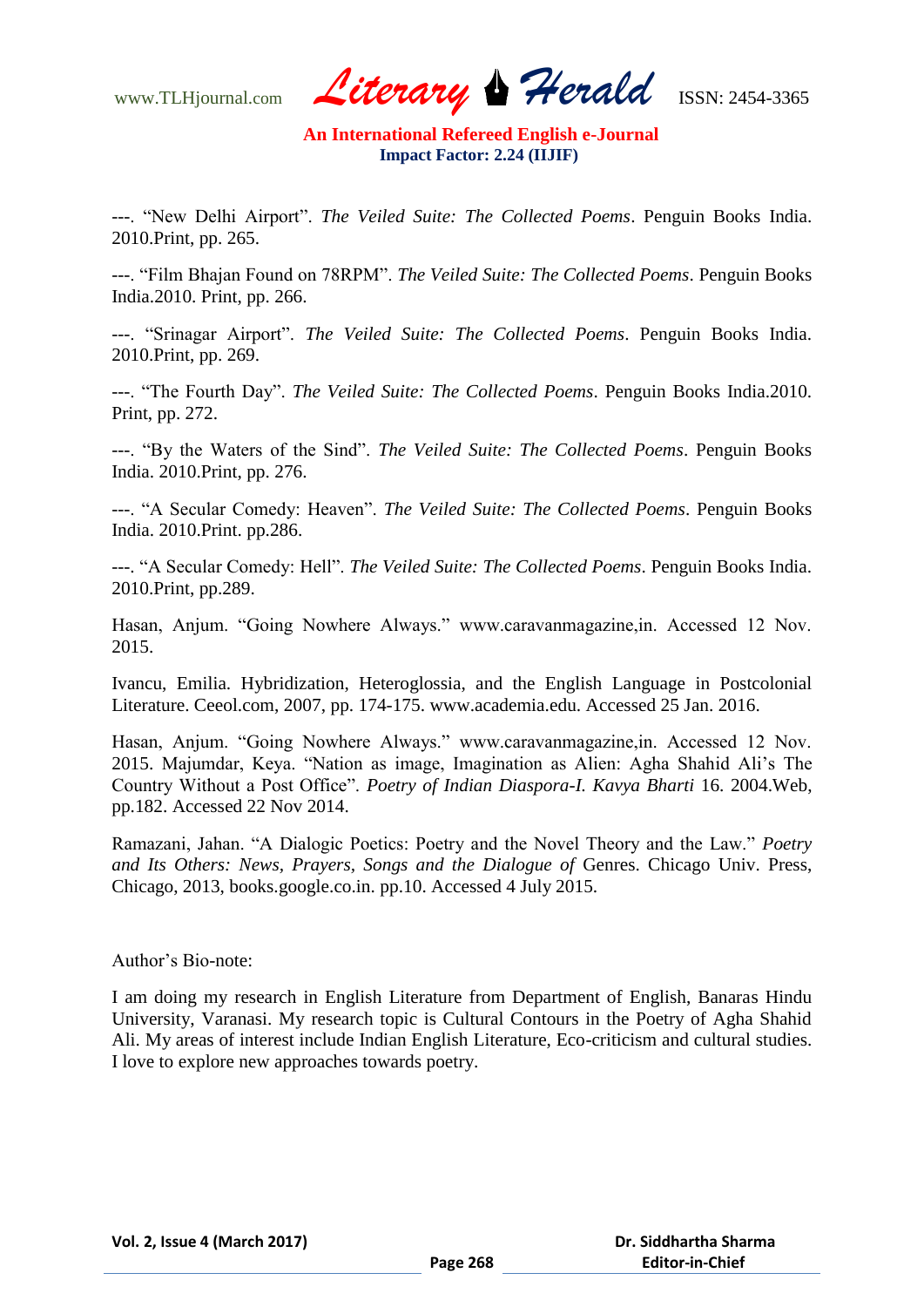---. "New Delhi Airport". *The Veiled Suite: The Collected Poems*. Penguin Books India. 2010.Print, pp. 265.

---. "Film Bhajan Found on 78RPM". *The Veiled Suite: The Collected Poems*. Penguin Books India.2010. Print, pp. 266.

---. "Srinagar Airport". *The Veiled Suite: The Collected Poems*. Penguin Books India. 2010.Print, pp. 269.

---. "The Fourth Day". *The Veiled Suite: The Collected Poems*. Penguin Books India.2010. Print, pp. 272.

---. "By the Waters of the Sind". *The Veiled Suite: The Collected Poems*. Penguin Books India. 2010.Print, pp. 276.

---. "A Secular Comedy: Heaven". *The Veiled Suite: The Collected Poems*. Penguin Books India. 2010.Print. pp.286.

---. "A Secular Comedy: Hell". *The Veiled Suite: The Collected Poems*. Penguin Books India. 2010.Print, pp.289.

Hasan, Anjum. "Going Nowhere Always." www.caravanmagazine,in. Accessed 12 Nov. 2015.

Ivancu, Emilia. Hybridization, Heteroglossia, and the English Language in Postcolonial Literature. Ceeol.com, 2007, pp. 174-175. www.academia.edu. Accessed 25 Jan. 2016.

Hasan, Anjum. "Going Nowhere Always." www.caravanmagazine,in. Accessed 12 Nov. 2015. Majumdar, Keya. "Nation as image, Imagination as Alien: Agha Shahid Ali's The Country Without a Post Office". *Poetry of Indian Diaspora-I. Kavya Bharti* 16. 2004.Web, pp.182. Accessed 22 Nov 2014.

Ramazani, Jahan. "A Dialogic Poetics: Poetry and the Novel Theory and the Law." *Poetry and Its Others: News, Prayers, Songs and the Dialogue of* Genres. Chicago Univ. Press, Chicago, 2013, books.google.co.in. pp.10. Accessed 4 July 2015.

Author's Bio-note:

I am doing my research in English Literature from Department of English, Banaras Hindu University, Varanasi. My research topic is Cultural Contours in the Poetry of Agha Shahid Ali. My areas of interest include Indian English Literature, Eco-criticism and cultural studies. I love to explore new approaches towards poetry.